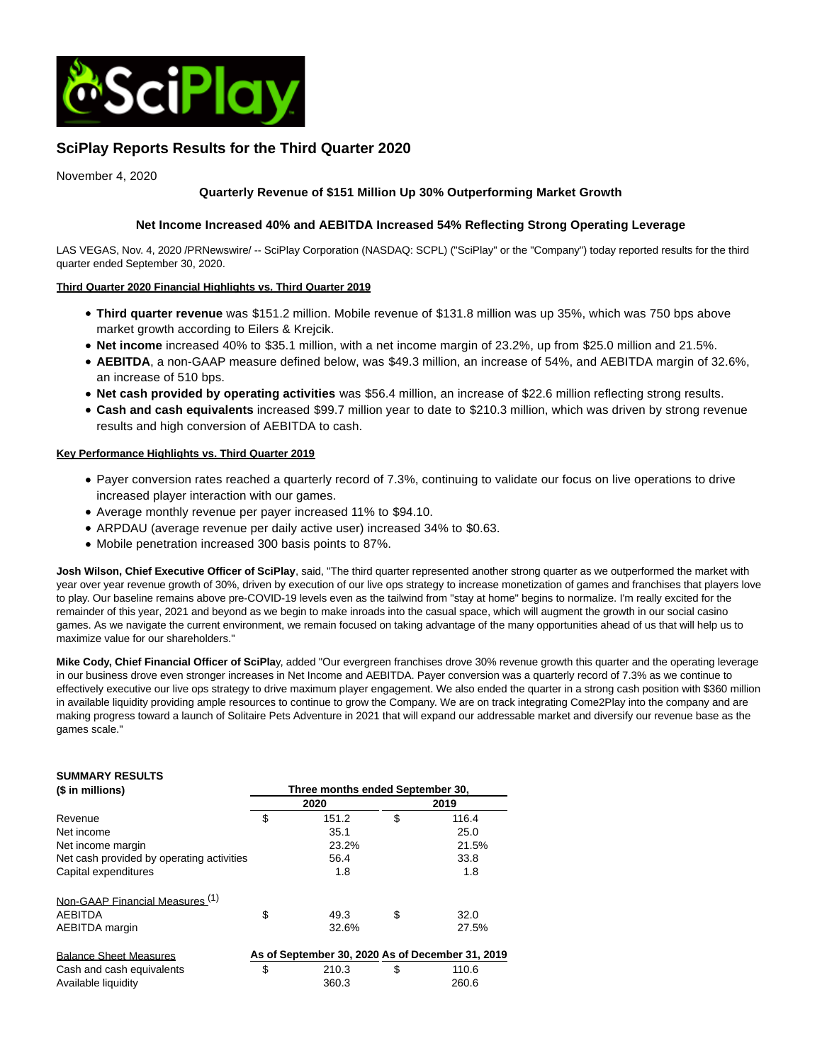# SciPlay Reports Results for the Third Quarter 2020

November 4, 2020

**Quarterly Revenue of $151 Million Up 30% Outperforming Market Growth**

**Net Income Increased 40% and AEBITDA Increased 54% Reflecting Strong Operating Leverage**

LAS VEGAS, Nov. 4, 2020 /PRNewswire/ -- SciPlay Corporation (NASDAQ: SCPL) ("SciPlay" or the "Company") today reported results for the third quarter ended September 30, 2020.

**Third Quarter 2020 Financial Highlights vs. Third Quarter 2019**

- **Third quarter revenue** was $151.2 million. Mobile revenue of $131.8 million was up 35%, which was 750 bps above market growth according to Eilers & Krejcik.
- **Net income** increased 40% to $35.1 million, with a net income margin of 23.2%, up from $25.0 million and 21.5%.
- **AEBITDA**, a non-GAAP measure defined below, was $49.3 million, an increase of 54%, and AEBITDA margin of 32.6%, an increase of 510 bps.
- **Net cash provided by operating activities** was $56.4 million, an increase of $22.6 million reflecting strong results.
- **Cash and cash equivalents** increased $99.7 million year to date to $210.3 million, which was driven by strong revenue results and high conversion of AEBITDA to cash.

**Key Performance Highlights vs. Third Quarter 2019**

- Payer conversion rates reached a quarterly record of 7.3%, continuing to validate our focus on live operations to drive increased player interaction with our games.
- Average monthly revenue per payer increased 11% to $94.10.
- ARPDAU (average revenue per daily active user) increased 34% to $0.63.
- Mobile penetration increased 300 basis points to 87%.

**Josh Wilson, Chief Executive Officer of SciPlay**, said, "The third quarter represented another strong quarter as we outperformed the market with year over year revenue growth of 30%, driven by execution of our live ops strategy to increase monetization of games and franchises that players love to play. Our baseline remains above pre-COVID-19 levels even as the tailwind from "stay at home" begins to normalize. I'm really excited for the remainder of this year, 2021 and beyond as we begin to make inroads into the casual space, which will augment the growth in our social casino games. As we navigate the current environment, we remain focused on taking advantage of the many opportunities ahead of us that will help us to maximize value for our shareholders."

**Mike Cody, Chief Financial Officer of SciPla**y, added "Our evergreen franchises drove 30% revenue growth this quarter and the operating leverage in our business drove even stronger increases in Net Income and AEBITDA. Payer conversion was a quarterly record of 7.3% as we continue to effectively executive our live ops strategy to drive maximum player engagement. We also ended the quarter in a strong cash position with $360 million in available liquidity providing ample resources to continue to grow the Company. We are on track integrating Come2Play into the company and are making progress toward a launch of Solitaire Pets Adventure in 2021 that will expand our addressable market and diversify our revenue base as the games scale."

**SUMMARY RESULTS**

| **($ in millions)** | **Three months ended September 30,** | | | |
|---|---|---|---|---|
| | **2020** | | **2019** | |
| Revenue | $ | 151.2 | $ | 116.4 |
| Net income | | 35.1 | | 25.0 |
| Net income margin | | 23.2% | | 21.5% |
| Net cash provided by operating activities | | 56.4 | | 33.8 |
| Capital expenditures | | 1.8 | | 1.8 |
| | | | | |
| Non-GAAP Financial Measures [1] | | | | |
| AEBITDA | $ | 49.3 | $ | 32.0 |
| AEBITDA margin | | 32.6% | | 27.5% |
| | | | | |
| Balance Sheet Measures | **As of September 30, 2020** | | **As of December 31, 2019** | |
| Cash and cash equivalents | $ | 210.3 | $ | 110.6 |
| Available liquidity | | 360.3 | | 260.6 |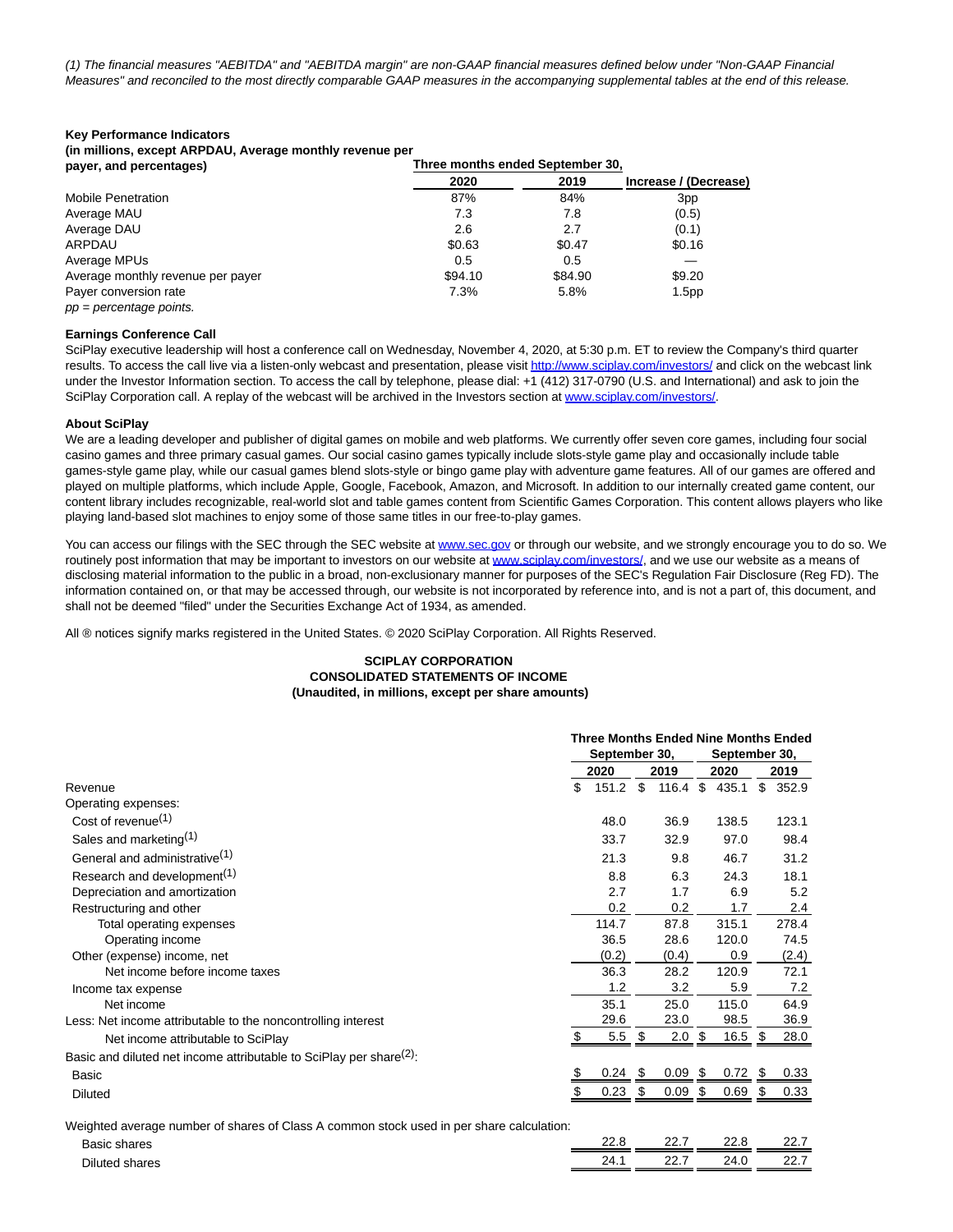(1) The financial measures "AEBITDA" and "AEBITDA margin" are non-GAAP financial measures defined below under "Non-GAAP Financial Measures" and reconciled to the most directly comparable GAAP measures in the accompanying supplemental tables at the end of this release.

**Key Performance Indicators**
**(in millions, except ARPDAU, Average monthly revenue per payer, and percentages)**

| | Three months ended September 30, | | |
|---|---|---|---|
| | 2020 | 2019 | Increase / (Decrease) |
| Mobile Penetration | 87% | 84% | 3pp |
| Average MAU | 7.3 | 7.8 | (0.5) |
| Average DAU | 2.6 | 2.7 | (0.1) |
| ARPDAU | $0.63 | $0.47 | $0.16 |
| Average MPUs | 0.5 | 0.5 | — |
| Average monthly revenue per payer | $94.10 | $84.90 | $9.20 |
| Payer conversion rate | 7.3% | 5.8% | 1.5pp |

*pp = percentage points.*

**Earnings Conference Call**

SciPlay executive leadership will host a conference call on Wednesday, November 4, 2020, at 5:30 p.m. ET to review the Company's third quarter results. To access the call live via a listen-only webcast and presentation, please visit http://www.sciplay.com/investors/ and click on the webcast link under the Investor Information section. To access the call by telephone, please dial: +1 (412) 317-0790 (U.S. and International) and ask to join the SciPlay Corporation call. A replay of the webcast will be archived in the Investors section at www.sciplay.com/investors/.

**About SciPlay**

We are a leading developer and publisher of digital games on mobile and web platforms. We currently offer seven core games, including four social casino games and three primary casual games. Our social casino games typically include slots-style game play and occasionally include table games-style game play, while our casual games blend slots-style or bingo game play with adventure game features. All of our games are offered and played on multiple platforms, which include Apple, Google, Facebook, Amazon, and Microsoft. In addition to our internally created game content, our content library includes recognizable, real-world slot and table games content from Scientific Games Corporation. This content allows players who like playing land-based slot machines to enjoy some of those same titles in our free-to-play games.

You can access our filings with the SEC through the SEC website at www.sec.gov or through our website, and we strongly encourage you to do so. We routinely post information that may be important to investors on our website at www.sciplay.com/investors/, and we use our website as a means of disclosing material information to the public in a broad, non-exclusionary manner for purposes of the SEC's Regulation Fair Disclosure (Reg FD). The information contained on, or that may be accessed through, our website is not incorporated by reference into, and is not a part of, this document, and shall not be deemed "filed" under the Securities Exchange Act of 1934, as amended.

All ® notices signify marks registered in the United States. © 2020 SciPlay Corporation. All Rights Reserved.

**SCIPLAY CORPORATION**
**CONSOLIDATED STATEMENTS OF INCOME**
**(Unaudited, in millions, except per share amounts)**

| | Three Months Ended September 30, | | Nine Months Ended September 30, | |
|---|---|---|---|---|
| | 2020 | 2019 | 2020 | 2019 |
| Revenue | $ 151.2 | $ 116.4 | $ 435.1 | $ 352.9 |
| Operating expenses: | | | | |
| Cost of revenue[(1)] | 48.0 | 36.9 | 138.5 | 123.1 |
| Sales and marketing[(1)] | 33.7 | 32.9 | 97.0 | 98.4 |
| General and administrative[(1)] | 21.3 | 9.8 | 46.7 | 31.2 |
| Research and development[(1)] | 8.8 | 6.3 | 24.3 | 18.1 |
| Depreciation and amortization | 2.7 | 1.7 | 6.9 | 5.2 |
| Restructuring and other | 0.2 | 0.2 | 1.7 | 2.4 |
| Total operating expenses | 114.7 | 87.8 | 315.1 | 278.4 |
| Operating income | 36.5 | 28.6 | 120.0 | 74.5 |
| Other (expense) income, net | (0.2) | (0.4) | 0.9 | (2.4) |
| Net income before income taxes | 36.3 | 28.2 | 120.9 | 72.1 |
| Income tax expense | 1.2 | 3.2 | 5.9 | 7.2 |
| Net income | 35.1 | 25.0 | 115.0 | 64.9 |
| Less: Net income attributable to the noncontrolling interest | 29.6 | 23.0 | 98.5 | 36.9 |
| Net income attributable to SciPlay | $ 5.5 | $ 2.0 | $ 16.5 | $ 28.0 |
| Basic and diluted net income attributable to SciPlay per share[(2)]: | | | | |
| Basic | $ 0.24 | $ 0.09 | $ 0.72 | $ 0.33 |
| Diluted | $ 0.23 | $ 0.09 | $ 0.69 | $ 0.33 |
| Weighted average number of shares of Class A common stock used in per share calculation: | | | | |
| Basic shares | 22.8 | 22.7 | 22.8 | 22.7 |
| Diluted shares | 24.1 | 22.7 | 24.0 | 22.7 |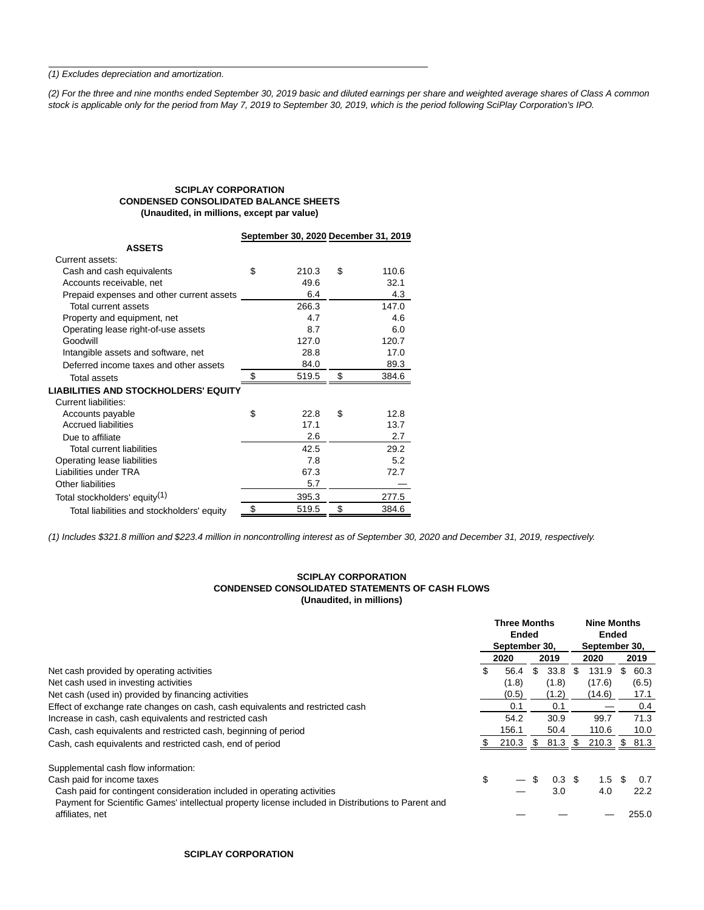(1) Excludes depreciation and amortization.

(2) For the three and nine months ended September 30, 2019 basic and diluted earnings per share and weighted average shares of Class A common stock is applicable only for the period from May 7, 2019 to September 30, 2019, which is the period following SciPlay Corporation's IPO.

**SCIPLAY CORPORATION**
**CONDENSED CONSOLIDATED BALANCE SHEETS**
**(Unaudited, in millions, except par value)**

| | September 30, 2020 | December 31, 2019 |
|---|---|---|
| **ASSETS** | | |
| Current assets: | | |
| Cash and cash equivalents | $ 210.3 | $ 110.6 |
| Accounts receivable, net | 49.6 | 32.1 |
| Prepaid expenses and other current assets | 6.4 | 4.3 |
| Total current assets | 266.3 | 147.0 |
| Property and equipment, net | 4.7 | 4.6 |
| Operating lease right-of-use assets | 8.7 | 6.0 |
| Goodwill | 127.0 | 120.7 |
| Intangible assets and software, net | 28.8 | 17.0 |
| Deferred income taxes and other assets | 84.0 | 89.3 |
| Total assets | $ 519.5 | $ 384.6 |
| **LIABILITIES AND STOCKHOLDERS' EQUITY** | | |
| Current liabilities: | | |
| Accounts payable | $ 22.8 | $ 12.8 |
| Accrued liabilities | 17.1 | 13.7 |
| Due to affiliate | 2.6 | 2.7 |
| Total current liabilities | 42.5 | 29.2 |
| Operating lease liabilities | 7.8 | 5.2 |
| Liabilities under TRA | 67.3 | 72.7 |
| Other liabilities | 5.7 | — |
| Total stockholders' equity(1) | 395.3 | 277.5 |
| Total liabilities and stockholders' equity | $ 519.5 | $ 384.6 |

(1) Includes $321.8 million and $223.4 million in noncontrolling interest as of September 30, 2020 and December 31, 2019, respectively.

**SCIPLAY CORPORATION**
**CONDENSED CONSOLIDATED STATEMENTS OF CASH FLOWS**
**(Unaudited, in millions)**

| | Three Months Ended September 30, | | Nine Months Ended September 30, | |
|---|---|---|---|---|
| | 2020 | 2019 | 2020 | 2019 |
| Net cash provided by operating activities | $ 56.4 | $ 33.8 | $ 131.9 | $ 60.3 |
| Net cash used in investing activities | (1.8) | (1.8) | (17.6) | (6.5) |
| Net cash (used in) provided by financing activities | (0.5) | (1.2) | (14.6) | 17.1 |
| Effect of exchange rate changes on cash, cash equivalents and restricted cash | 0.1 | 0.1 | — | 0.4 |
| Increase in cash, cash equivalents and restricted cash | 54.2 | 30.9 | 99.7 | 71.3 |
| Cash, cash equivalents and restricted cash, beginning of period | 156.1 | 50.4 | 110.6 | 10.0 |
| Cash, cash equivalents and restricted cash, end of period | $ 210.3 | $ 81.3 | $ 210.3 | $ 81.3 |
| | | | | |
| Supplemental cash flow information: | | | | |
| Cash paid for income taxes | $ — | $ 0.3 | $ 1.5 | $ 0.7 |
| Cash paid for contingent consideration included in operating activities | — | 3.0 | 4.0 | 22.2 |
| Payment for Scientific Games' intellectual property license included in Distributions to Parent and affiliates, net | — | — | — | 255.0 |

**SCIPLAY CORPORATION**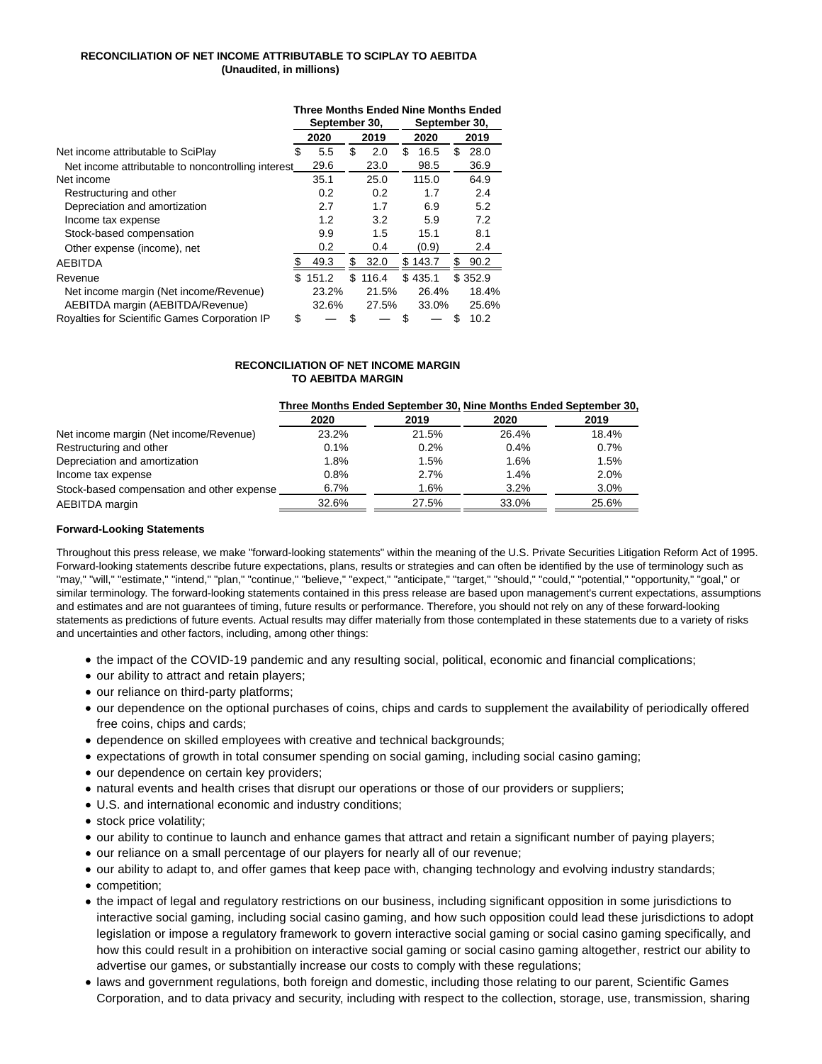**RECONCILIATION OF NET INCOME ATTRIBUTABLE TO SCIPLAY TO AEBITDA**
**(Unaudited, in millions)**

| | Three Months Ended September 30, | | Nine Months Ended September 30, | |
|---|---|---|---|---|
| | 2020 | 2019 | 2020 | 2019 |
| Net income attributable to SciPlay | $ 5.5 | $ 2.0 | $ 16.5 | $ 28.0 |
| Net income attributable to noncontrolling interest | 29.6 | 23.0 | 98.5 | 36.9 |
| Net income | 35.1 | 25.0 | 115.0 | 64.9 |
| Restructuring and other | 0.2 | 0.2 | 1.7 | 2.4 |
| Depreciation and amortization | 2.7 | 1.7 | 6.9 | 5.2 |
| Income tax expense | 1.2 | 3.2 | 5.9 | 7.2 |
| Stock-based compensation | 9.9 | 1.5 | 15.1 | 8.1 |
| Other expense (income), net | 0.2 | 0.4 | (0.9) | 2.4 |
| AEBITDA | $ 49.3 | $ 32.0 | $ 143.7 | $ 90.2 |
| Revenue | $ 151.2 | $ 116.4 | $ 435.1 | $ 352.9 |
| Net income margin (Net income/Revenue) | 23.2% | 21.5% | 26.4% | 18.4% |
| AEBITDA margin (AEBITDA/Revenue) | 32.6% | 27.5% | 33.0% | 25.6% |
| Royalties for Scientific Games Corporation IP | $ — | $ — | $ — | $ 10.2 |

**RECONCILIATION OF NET INCOME MARGIN TO AEBITDA MARGIN**

| | Three Months Ended September 30, | | Nine Months Ended September 30, | |
|---|---|---|---|---|
| | 2020 | 2019 | 2020 | 2019 |
| Net income margin (Net income/Revenue) | 23.2% | 21.5% | 26.4% | 18.4% |
| Restructuring and other | 0.1% | 0.2% | 0.4% | 0.7% |
| Depreciation and amortization | 1.8% | 1.5% | 1.6% | 1.5% |
| Income tax expense | 0.8% | 2.7% | 1.4% | 2.0% |
| Stock-based compensation and other expense | 6.7% | 1.6% | 3.2% | 3.0% |
| AEBITDA margin | 32.6% | 27.5% | 33.0% | 25.6% |

**Forward-Looking Statements**

Throughout this press release, we make "forward-looking statements" within the meaning of the U.S. Private Securities Litigation Reform Act of 1995. Forward-looking statements describe future expectations, plans, results or strategies and can often be identified by the use of terminology such as "may," "will," "estimate," "intend," "plan," "continue," "believe," "expect," "anticipate," "target," "should," "could," "potential," "opportunity," "goal," or similar terminology. The forward-looking statements contained in this press release are based upon management's current expectations, assumptions and estimates and are not guarantees of timing, future results or performance. Therefore, you should not rely on any of these forward-looking statements as predictions of future events. Actual results may differ materially from those contemplated in these statements due to a variety of risks and uncertainties and other factors, including, among other things:

- the impact of the COVID-19 pandemic and any resulting social, political, economic and financial complications;
- our ability to attract and retain players;
- our reliance on third-party platforms;
- our dependence on the optional purchases of coins, chips and cards to supplement the availability of periodically offered free coins, chips and cards;
- dependence on skilled employees with creative and technical backgrounds;
- expectations of growth in total consumer spending on social gaming, including social casino gaming;
- our dependence on certain key providers;
- natural events and health crises that disrupt our operations or those of our providers or suppliers;
- U.S. and international economic and industry conditions;
- stock price volatility;
- our ability to continue to launch and enhance games that attract and retain a significant number of paying players;
- our reliance on a small percentage of our players for nearly all of our revenue;
- our ability to adapt to, and offer games that keep pace with, changing technology and evolving industry standards;
- competition;
- the impact of legal and regulatory restrictions on our business, including significant opposition in some jurisdictions to interactive social gaming, including social casino gaming, and how such opposition could lead these jurisdictions to adopt legislation or impose a regulatory framework to govern interactive social gaming or social casino gaming specifically, and how this could result in a prohibition on interactive social gaming or social casino gaming altogether, restrict our ability to advertise our games, or substantially increase our costs to comply with these regulations;
- laws and government regulations, both foreign and domestic, including those relating to our parent, Scientific Games Corporation, and to data privacy and security, including with respect to the collection, storage, use, transmission, sharing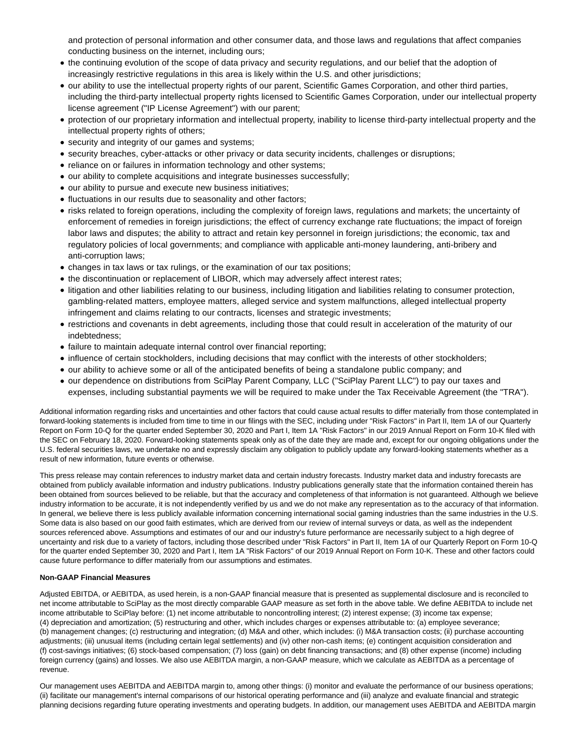and protection of personal information and other consumer data, and those laws and regulations that affect companies conducting business on the internet, including ours;

- the continuing evolution of the scope of data privacy and security regulations, and our belief that the adoption of increasingly restrictive regulations in this area is likely within the U.S. and other jurisdictions;
- our ability to use the intellectual property rights of our parent, Scientific Games Corporation, and other third parties, including the third-party intellectual property rights licensed to Scientific Games Corporation, under our intellectual property license agreement ("IP License Agreement") with our parent;
- protection of our proprietary information and intellectual property, inability to license third-party intellectual property and the intellectual property rights of others;
- security and integrity of our games and systems;
- security breaches, cyber-attacks or other privacy or data security incidents, challenges or disruptions;
- reliance on or failures in information technology and other systems;
- our ability to complete acquisitions and integrate businesses successfully;
- our ability to pursue and execute new business initiatives;
- fluctuations in our results due to seasonality and other factors;
- risks related to foreign operations, including the complexity of foreign laws, regulations and markets; the uncertainty of enforcement of remedies in foreign jurisdictions; the effect of currency exchange rate fluctuations; the impact of foreign labor laws and disputes; the ability to attract and retain key personnel in foreign jurisdictions; the economic, tax and regulatory policies of local governments; and compliance with applicable anti-money laundering, anti-bribery and anti-corruption laws;
- changes in tax laws or tax rulings, or the examination of our tax positions;
- the discontinuation or replacement of LIBOR, which may adversely affect interest rates;
- litigation and other liabilities relating to our business, including litigation and liabilities relating to consumer protection, gambling-related matters, employee matters, alleged service and system malfunctions, alleged intellectual property infringement and claims relating to our contracts, licenses and strategic investments;
- restrictions and covenants in debt agreements, including those that could result in acceleration of the maturity of our indebtedness;
- failure to maintain adequate internal control over financial reporting;
- influence of certain stockholders, including decisions that may conflict with the interests of other stockholders;
- our ability to achieve some or all of the anticipated benefits of being a standalone public company; and
- our dependence on distributions from SciPlay Parent Company, LLC ("SciPlay Parent LLC") to pay our taxes and expenses, including substantial payments we will be required to make under the Tax Receivable Agreement (the "TRA").

Additional information regarding risks and uncertainties and other factors that could cause actual results to differ materially from those contemplated in forward-looking statements is included from time to time in our filings with the SEC, including under "Risk Factors" in Part II, Item 1A of our Quarterly Report on Form 10-Q for the quarter ended September 30, 2020 and Part I, Item 1A "Risk Factors" in our 2019 Annual Report on Form 10-K filed with the SEC on February 18, 2020. Forward-looking statements speak only as of the date they are made and, except for our ongoing obligations under the U.S. federal securities laws, we undertake no and expressly disclaim any obligation to publicly update any forward-looking statements whether as a result of new information, future events or otherwise.

This press release may contain references to industry market data and certain industry forecasts. Industry market data and industry forecasts are obtained from publicly available information and industry publications. Industry publications generally state that the information contained therein has been obtained from sources believed to be reliable, but that the accuracy and completeness of that information is not guaranteed. Although we believe industry information to be accurate, it is not independently verified by us and we do not make any representation as to the accuracy of that information. In general, we believe there is less publicly available information concerning international social gaming industries than the same industries in the U.S. Some data is also based on our good faith estimates, which are derived from our review of internal surveys or data, as well as the independent sources referenced above. Assumptions and estimates of our and our industry's future performance are necessarily subject to a high degree of uncertainty and risk due to a variety of factors, including those described under "Risk Factors" in Part II, Item 1A of our Quarterly Report on Form 10-Q for the quarter ended September 30, 2020 and Part I, Item 1A "Risk Factors" of our 2019 Annual Report on Form 10-K. These and other factors could cause future performance to differ materially from our assumptions and estimates.

**Non-GAAP Financial Measures**

Adjusted EBITDA, or AEBITDA, as used herein, is a non-GAAP financial measure that is presented as supplemental disclosure and is reconciled to net income attributable to SciPlay as the most directly comparable GAAP measure as set forth in the above table. We define AEBITDA to include net income attributable to SciPlay before: (1) net income attributable to noncontrolling interest; (2) interest expense; (3) income tax expense; (4) depreciation and amortization; (5) restructuring and other, which includes charges or expenses attributable to: (a) employee severance; (b) management changes; (c) restructuring and integration; (d) M&A and other, which includes: (i) M&A transaction costs; (ii) purchase accounting adjustments; (iii) unusual items (including certain legal settlements) and (iv) other non-cash items; (e) contingent acquisition consideration and (f) cost-savings initiatives; (6) stock-based compensation; (7) loss (gain) on debt financing transactions; and (8) other expense (income) including foreign currency (gains) and losses. We also use AEBITDA margin, a non-GAAP measure, which we calculate as AEBITDA as a percentage of revenue.

Our management uses AEBITDA and AEBITDA margin to, among other things: (i) monitor and evaluate the performance of our business operations; (ii) facilitate our management's internal comparisons of our historical operating performance and (iii) analyze and evaluate financial and strategic planning decisions regarding future operating investments and operating budgets. In addition, our management uses AEBITDA and AEBITDA margin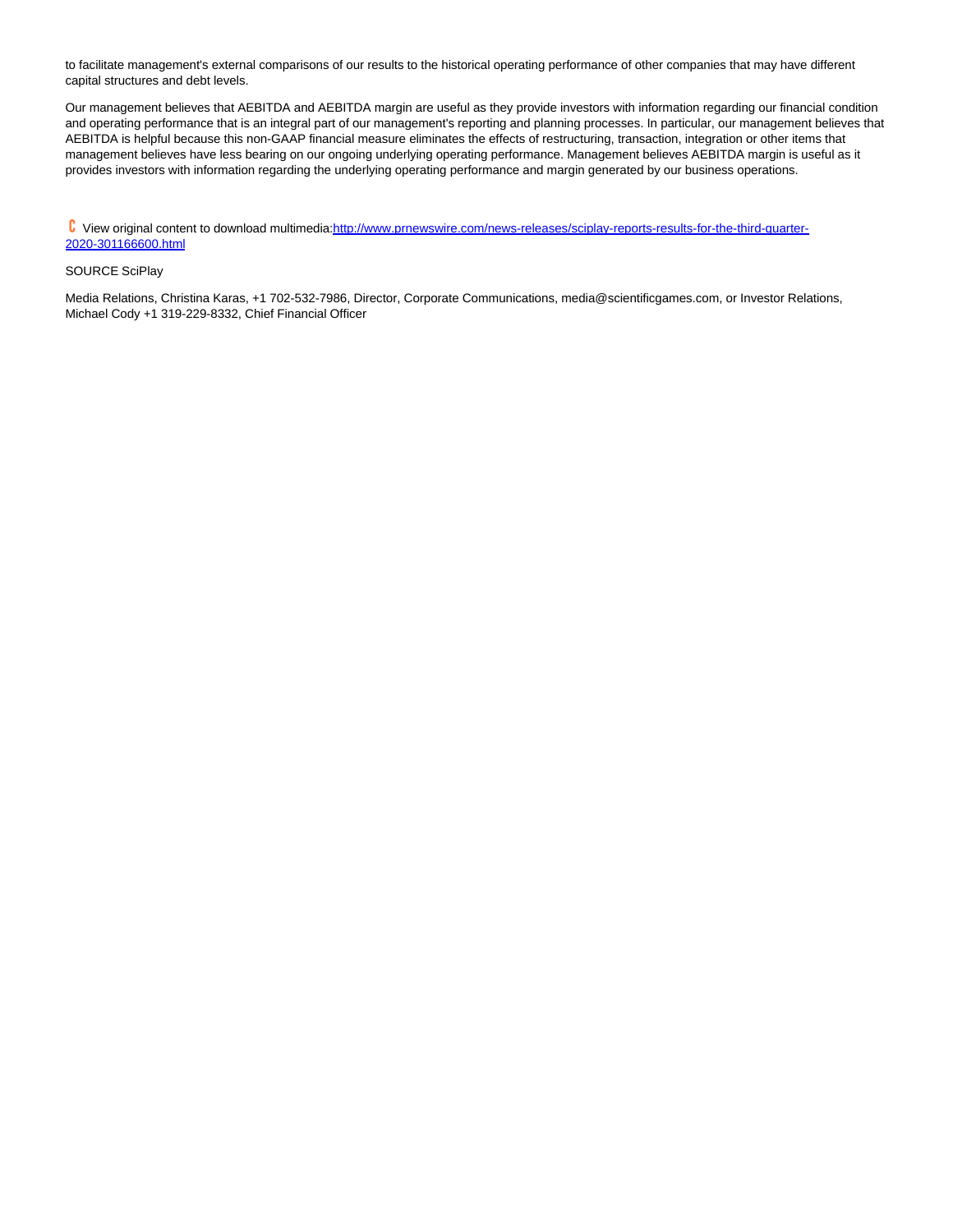to facilitate management's external comparisons of our results to the historical operating performance of other companies that may have different capital structures and debt levels.

Our management believes that AEBITDA and AEBITDA margin are useful as they provide investors with information regarding our financial condition and operating performance that is an integral part of our management's reporting and planning processes. In particular, our management believes that AEBITDA is helpful because this non-GAAP financial measure eliminates the effects of restructuring, transaction, integration or other items that management believes have less bearing on our ongoing underlying operating performance. Management believes AEBITDA margin is useful as it provides investors with information regarding the underlying operating performance and margin generated by our business operations.

View original content to download multimedia:http://www.prnewswire.com/news-releases/sciplay-reports-results-for-the-third-quarter-2020-301166600.html

SOURCE SciPlay

Media Relations, Christina Karas, +1 702-532-7986, Director, Corporate Communications, media@scientificgames.com, or Investor Relations, Michael Cody +1 319-229-8332, Chief Financial Officer